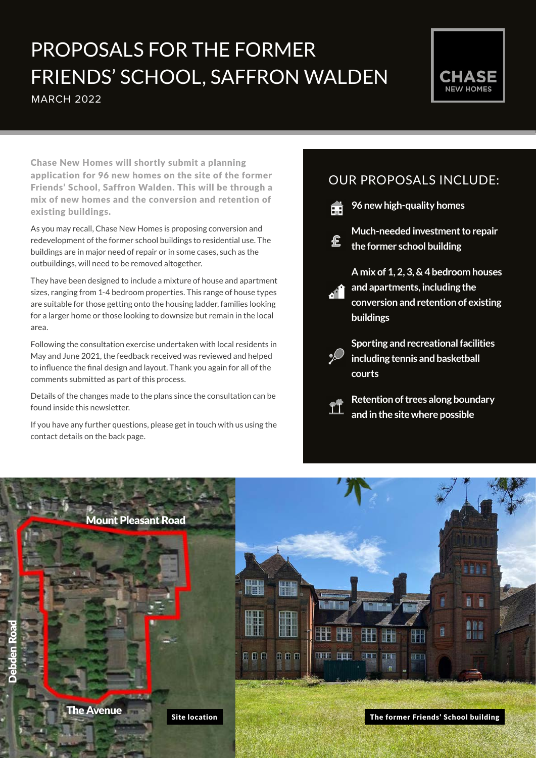# PROPOSALS FOR THE FORMER FRIENDS' SCHOOL, SAFFRON WALDEN

MARCH 2022

CHASE NEW HOMES

**Chase New Homes will shortly submit a planning application for 96 new homes on the site of the former Friends' School, Saffron Walden. This will be through a mix of new homes and the conversion and retention of existing buildings.**

As you may recall, Chase New Homes is proposing conversion and redevelopment of the former school buildings to residential use. The buildings are in major need of repair or in some cases, such as the outbuildings, will need to be removed altogether.

They have been designed to include a mixture of house and apartment sizes, ranging from 1-4 bedroom properties. This range of house types are suitable for those getting onto the housing ladder, families looking for a larger home or those looking to downsize but remain in the local area.

Following the consultation exercise undertaken with local residents in May and June 2021, the feedback received was reviewed and helped to influence the final design and layout. Thank you again for all of the comments submitted as part of this process.

Details of the changes made to the plans since the consultation can be found inside this newsletter.

If you have any further questions, please get in touch with us using the contact details on the back page.

## OUR PROPOSALS INCLUDE:

- **96 new high-quality homes**
- **Much-needed investment to repair the former school building**
- **A mix of 1, 2, 3, & 4 bedroom houses and apartments, including the conversion and retention of existing buildings**
- **Sporting and recreational facilities including tennis and basketball courts**
- **Retention of trees along boundary and in the site where possible**

Mount Pleasant Road

Debden Road

The Avenue

Site location

The former Friends' School building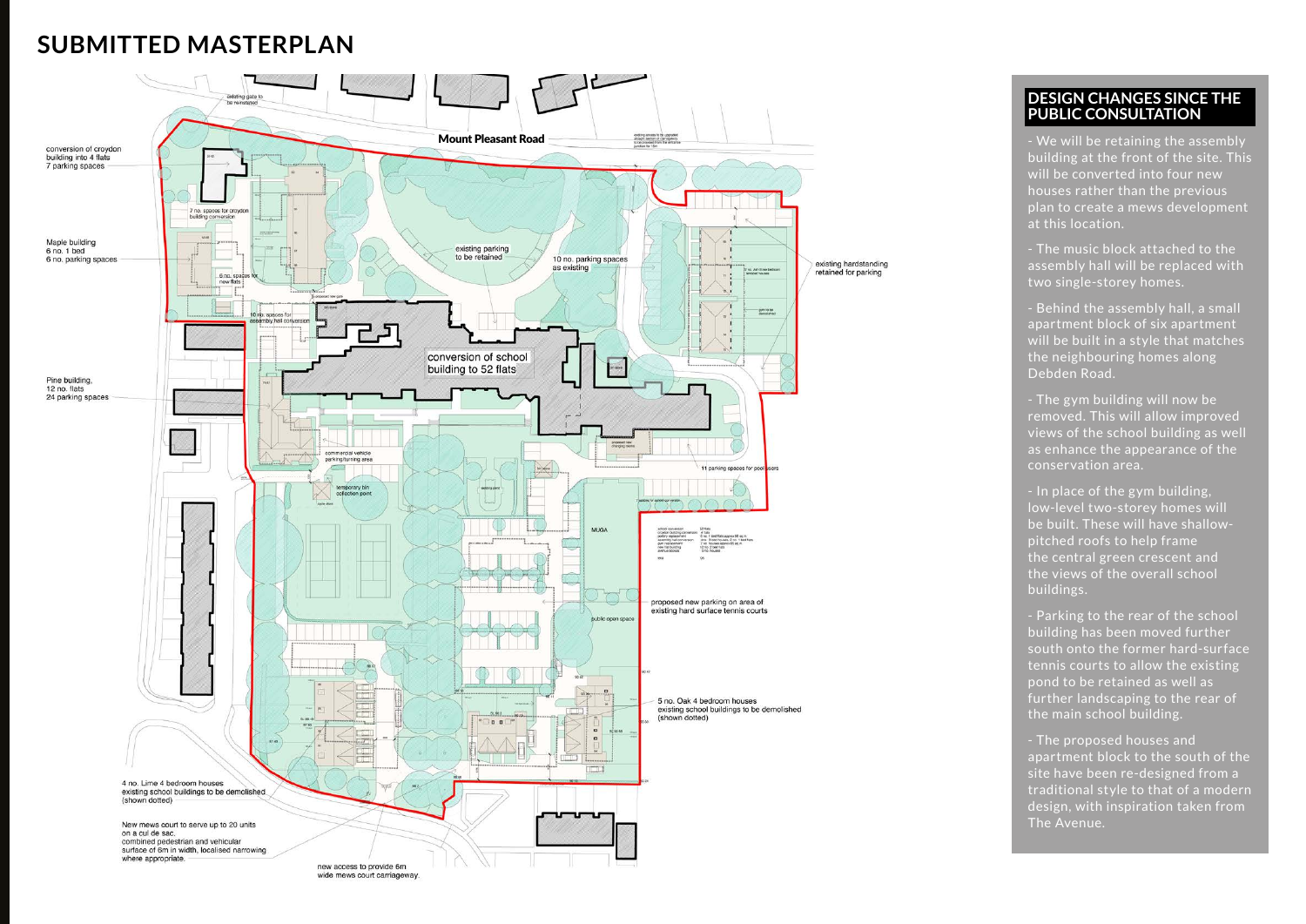# SUBMITTED MASTERPLAN

Mount Pleasant Road

conversion of croydon building into 4 flats
7 parking spaces

Maple building
6 no. 1 bed
6 no. parking spaces

Pine building,
12 no. flats
24 parking spaces

existing gate to be reinstated

7 no. spaces for croydon building conversion

6 no. spaces for new flats

10 no. spaces for assembly hall conversion

existing parking to be retained

10 no. parking spaces as existing

existing hardstanding retained for parking

conversion of school building to 52 flats

commercial vehicle parking/turning area

temporary bin collection point

11 parking spaces for pool users

MUGA

proposed new parking on area of existing hard surface tennis courts

public open space

5 no. Oak 4 bedroom houses
existing school buildings to be demolished (shown dotted)

4 no. Lime 4 bedroom houses
existing school buildings to be demolished (shown dotted)

New mews court to serve up to 20 units on a cul de sac.
combined pedestrian and vehicular surface of 6m in width, localised narrowing where appropriate.

new access to provide 6m wide mews court carriageway.

## DESIGN CHANGES SINCE THE PUBLIC CONSULTATION

- We will be retaining the assembly building at the front of the site. This will be converted into four new houses rather than the previous plan to create a mews development at this location.
- The music block attached to the assembly hall will be replaced with two single-storey homes.
- Behind the assembly hall, a small apartment block of six apartment will be built in a style that matches the neighbouring homes along Debden Road.
- The gym building will now be removed. This will allow improved views of the school building as well as enhance the appearance of the conservation area.
- In place of the gym building, low-level two-storey homes will be built. These will have shallow-pitched roofs to help frame the central green crescent and the views of the overall school buildings.
- Parking to the rear of the school building has been moved further south onto the former hard-surface tennis courts to allow the existing pond to be retained as well as further landscaping to the rear of the main school building.
- The proposed houses and apartment block to the south of the site have been re-designed from a traditional style to that of a modern design, with inspiration taken from The Avenue.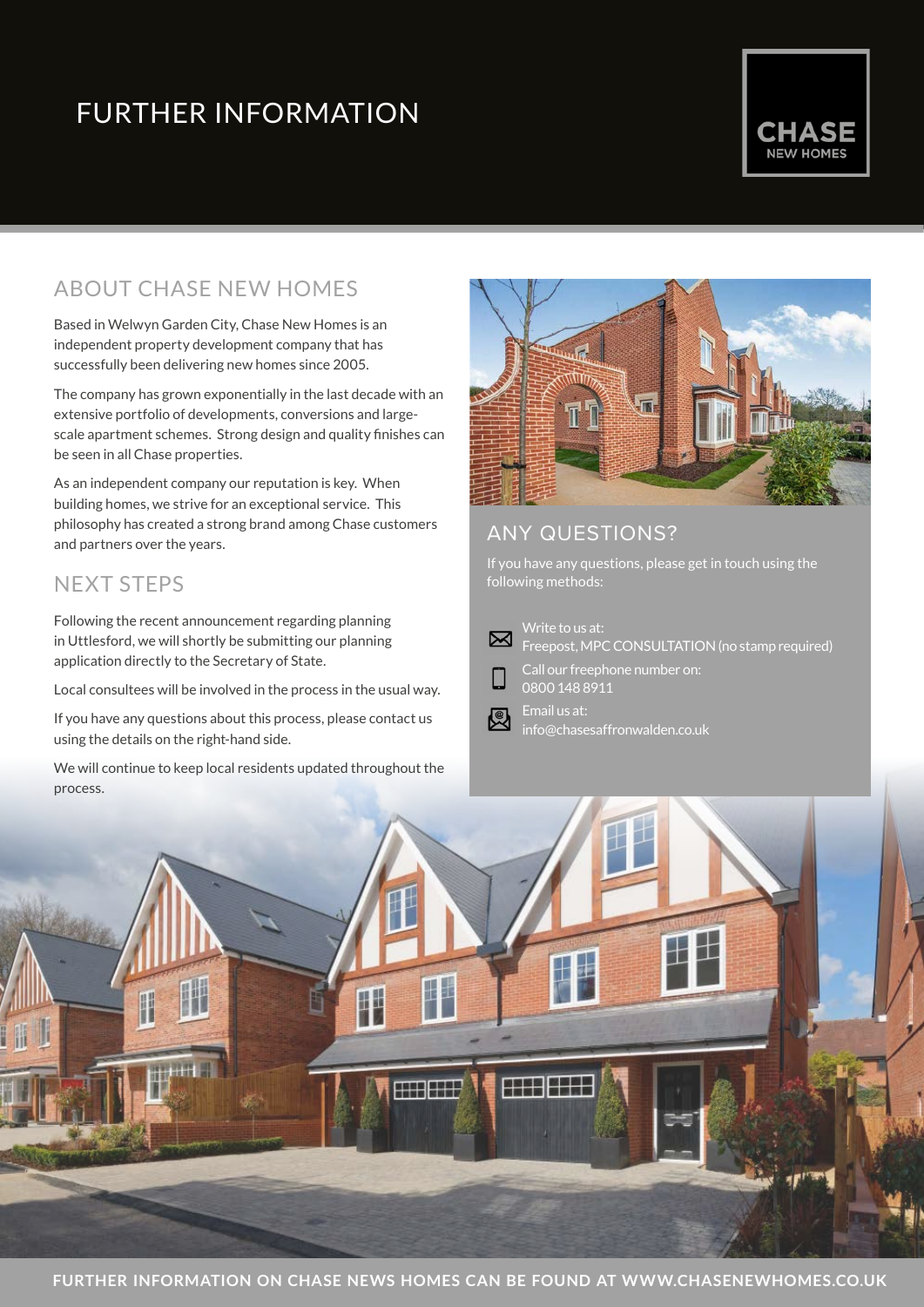# FURTHER INFORMATION

CHASE NEW HOMES

## ABOUT CHASE NEW HOMES

Based in Welwyn Garden City, Chase New Homes is an independent property development company that has successfully been delivering new homes since 2005.

The company has grown exponentially in the last decade with an extensive portfolio of developments, conversions and large-scale apartment schemes. Strong design and quality finishes can be seen in all Chase properties.

As an independent company our reputation is key. When building homes, we strive for an exceptional service. This philosophy has created a strong brand among Chase customers and partners over the years.

## NEXT STEPS

Following the recent announcement regarding planning in Uttlesford, we will shortly be submitting our planning application directly to the Secretary of State.

Local consultees will be involved in the process in the usual way.

If you have any questions about this process, please contact us using the details on the right-hand side.

We will continue to keep local residents updated throughout the process.

## ANY QUESTIONS?

If you have any questions, please get in touch using the following methods:

- Write to us at:
  Freepost, MPC CONSULTATION (no stamp required)
- Call our freephone number on:
  0800 148 8911
- Email us at:
  info@chasesaffronwalden.co.uk

**FURTHER INFORMATION ON CHASE NEWS HOMES CAN BE FOUND AT WWW.CHASENEWHOMES.CO.UK**